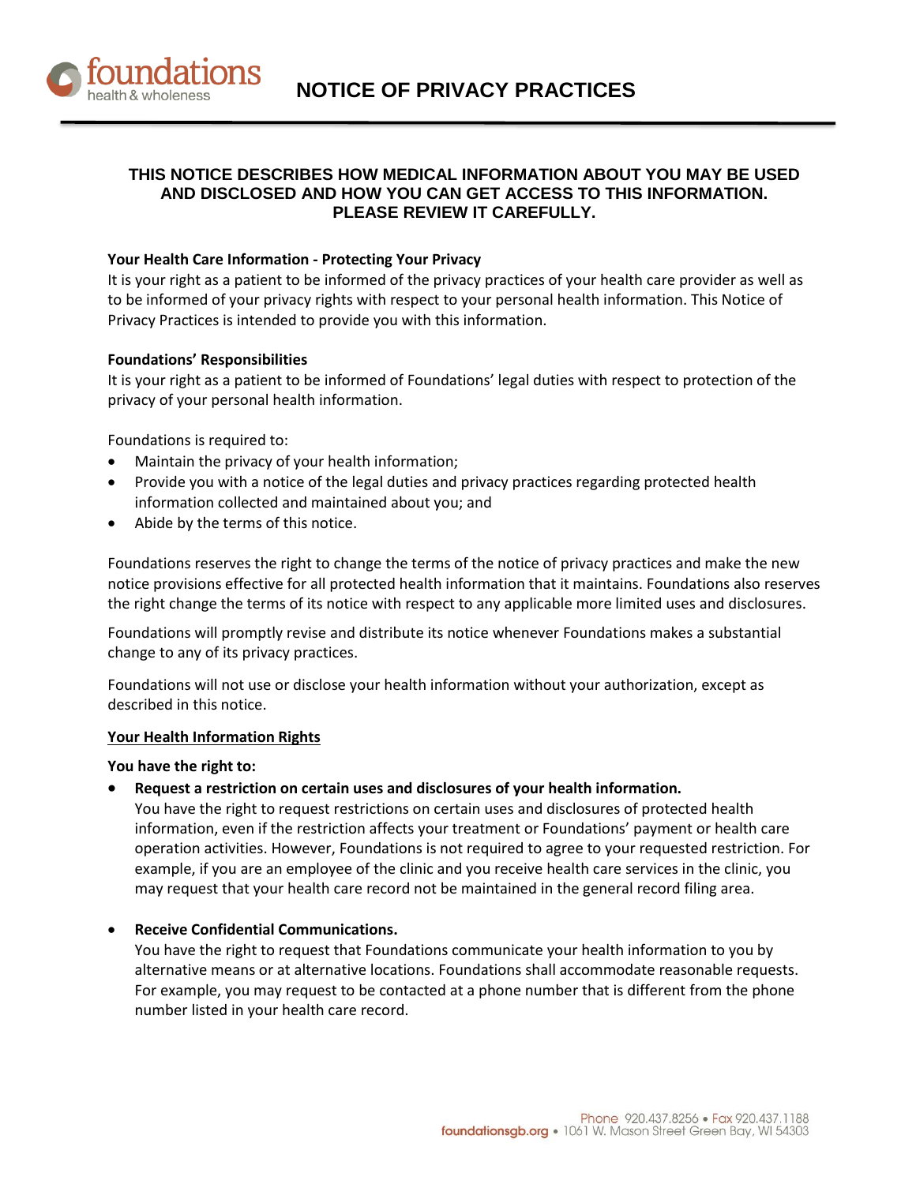# NOTICE OF PRIVACY PRACTICES

**THIS NOTICE DESCRIBES HOW MEDICAL INFORMATION ABOUT YOU MAY BE USED AND DISCLOSED AND HOW YOU CAN GET ACCESS TO THIS INFORMATION. PLEASE REVIEW IT CAREFULLY.**

**Your Health Care Information - Protecting Your Privacy**

It is your right as a patient to be informed of the privacy practices of your health care provider as well as to be informed of your privacy rights with respect to your personal health information. This Notice of Privacy Practices is intended to provide you with this information.

**Foundations' Responsibilities**

It is your right as a patient to be informed of Foundations' legal duties with respect to protection of the privacy of your personal health information.

Foundations is required to:

- Maintain the privacy of your health information;
- Provide you with a notice of the legal duties and privacy practices regarding protected health information collected and maintained about you; and
- Abide by the terms of this notice.

Foundations reserves the right to change the terms of the notice of privacy practices and make the new notice provisions effective for all protected health information that it maintains. Foundations also reserves the right change the terms of its notice with respect to any applicable more limited uses and disclosures.

Foundations will promptly revise and distribute its notice whenever Foundations makes a substantial change to any of its privacy practices.

Foundations will not use or disclose your health information without your authorization, except as described in this notice.

**Your Health Information Rights**

**You have the right to:**

- **Request a restriction on certain uses and disclosures of your health information.**
  You have the right to request restrictions on certain uses and disclosures of protected health information, even if the restriction affects your treatment or Foundations' payment or health care operation activities. However, Foundations is not required to agree to your requested restriction. For example, if you are an employee of the clinic and you receive health care services in the clinic, you may request that your health care record not be maintained in the general record filing area.

- **Receive Confidential Communications.**
  You have the right to request that Foundations communicate your health information to you by alternative means or at alternative locations. Foundations shall accommodate reasonable requests. For example, you may request to be contacted at a phone number that is different from the phone number listed in your health care record.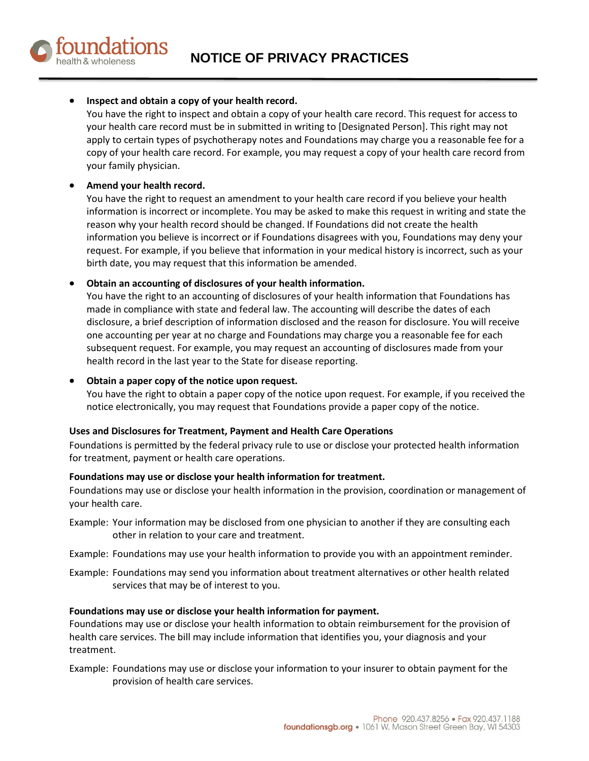- **Inspect and obtain a copy of your health record.**
  You have the right to inspect and obtain a copy of your health care record. This request for access to your health care record must be in submitted in writing to [Designated Person]. This right may not apply to certain types of psychotherapy notes and Foundations may charge you a reasonable fee for a copy of your health care record. For example, you may request a copy of your health care record from your family physician.

- **Amend your health record.**
  You have the right to request an amendment to your health care record if you believe your health information is incorrect or incomplete. You may be asked to make this request in writing and state the reason why your health record should be changed. If Foundations did not create the health information you believe is incorrect or if Foundations disagrees with you, Foundations may deny your request. For example, if you believe that information in your medical history is incorrect, such as your birth date, you may request that this information be amended.

- **Obtain an accounting of disclosures of your health information.**
  You have the right to an accounting of disclosures of your health information that Foundations has made in compliance with state and federal law. The accounting will describe the dates of each disclosure, a brief description of information disclosed and the reason for disclosure. You will receive one accounting per year at no charge and Foundations may charge you a reasonable fee for each subsequent request. For example, you may request an accounting of disclosures made from your health record in the last year to the State for disease reporting.

- **Obtain a paper copy of the notice upon request.**
  You have the right to obtain a paper copy of the notice upon request. For example, if you received the notice electronically, you may request that Foundations provide a paper copy of the notice.

**Uses and Disclosures for Treatment, Payment and Health Care Operations**

Foundations is permitted by the federal privacy rule to use or disclose your protected health information for treatment, payment or health care operations.

**Foundations may use or disclose your health information for treatment.**

Foundations may use or disclose your health information in the provision, coordination or management of your health care.

Example: Your information may be disclosed from one physician to another if they are consulting each other in relation to your care and treatment.

Example: Foundations may use your health information to provide you with an appointment reminder.

Example: Foundations may send you information about treatment alternatives or other health related services that may be of interest to you.

**Foundations may use or disclose your health information for payment.**

Foundations may use or disclose your health information to obtain reimbursement for the provision of health care services. The bill may include information that identifies you, your diagnosis and your treatment.

Example: Foundations may use or disclose your information to your insurer to obtain payment for the provision of health care services.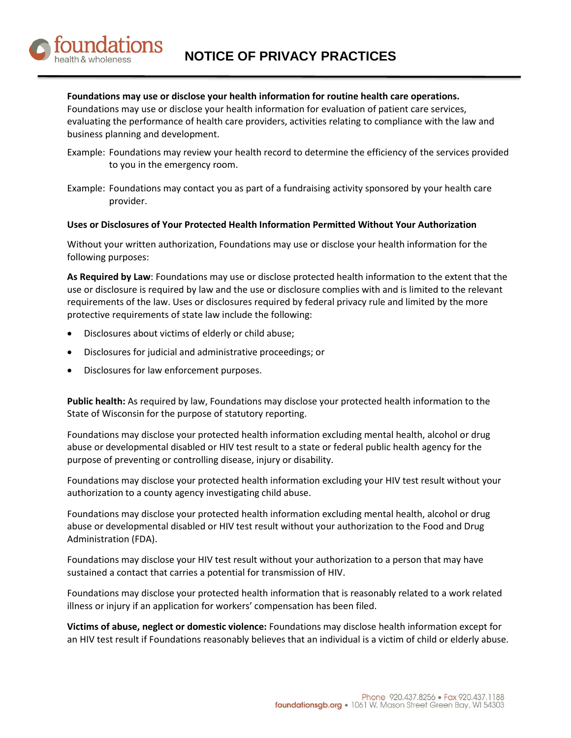**Foundations may use or disclose your health information for routine health care operations.** Foundations may use or disclose your health information for evaluation of patient care services, evaluating the performance of health care providers, activities relating to compliance with the law and business planning and development.

Example: Foundations may review your health record to determine the efficiency of the services provided to you in the emergency room.

Example: Foundations may contact you as part of a fundraising activity sponsored by your health care provider.

**Uses or Disclosures of Your Protected Health Information Permitted Without Your Authorization**

Without your written authorization, Foundations may use or disclose your health information for the following purposes:

**As Required by Law**: Foundations may use or disclose protected health information to the extent that the use or disclosure is required by law and the use or disclosure complies with and is limited to the relevant requirements of the law. Uses or disclosures required by federal privacy rule and limited by the more protective requirements of state law include the following:

- Disclosures about victims of elderly or child abuse;
- Disclosures for judicial and administrative proceedings; or
- Disclosures for law enforcement purposes.

**Public health:** As required by law, Foundations may disclose your protected health information to the State of Wisconsin for the purpose of statutory reporting.

Foundations may disclose your protected health information excluding mental health, alcohol or drug abuse or developmental disabled or HIV test result to a state or federal public health agency for the purpose of preventing or controlling disease, injury or disability.

Foundations may disclose your protected health information excluding your HIV test result without your authorization to a county agency investigating child abuse.

Foundations may disclose your protected health information excluding mental health, alcohol or drug abuse or developmental disabled or HIV test result without your authorization to the Food and Drug Administration (FDA).

Foundations may disclose your HIV test result without your authorization to a person that may have sustained a contact that carries a potential for transmission of HIV.

Foundations may disclose your protected health information that is reasonably related to a work related illness or injury if an application for workers' compensation has been filed.

**Victims of abuse, neglect or domestic violence:** Foundations may disclose health information except for an HIV test result if Foundations reasonably believes that an individual is a victim of child or elderly abuse.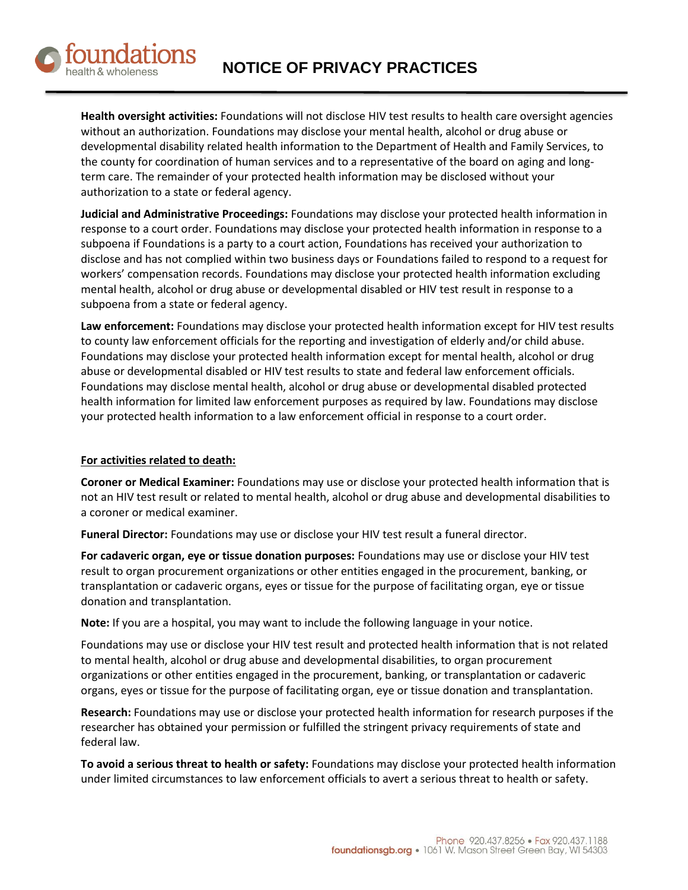**Health oversight activities:** Foundations will not disclose HIV test results to health care oversight agencies without an authorization. Foundations may disclose your mental health, alcohol or drug abuse or developmental disability related health information to the Department of Health and Family Services, to the county for coordination of human services and to a representative of the board on aging and long-term care. The remainder of your protected health information may be disclosed without your authorization to a state or federal agency.

**Judicial and Administrative Proceedings:** Foundations may disclose your protected health information in response to a court order. Foundations may disclose your protected health information in response to a subpoena if Foundations is a party to a court action, Foundations has received your authorization to disclose and has not complied within two business days or Foundations failed to respond to a request for workers' compensation records. Foundations may disclose your protected health information excluding mental health, alcohol or drug abuse or developmental disabled or HIV test result in response to a subpoena from a state or federal agency.

**Law enforcement:** Foundations may disclose your protected health information except for HIV test results to county law enforcement officials for the reporting and investigation of elderly and/or child abuse. Foundations may disclose your protected health information except for mental health, alcohol or drug abuse or developmental disabled or HIV test results to state and federal law enforcement officials. Foundations may disclose mental health, alcohol or drug abuse or developmental disabled protected health information for limited law enforcement purposes as required by law. Foundations may disclose your protected health information to a law enforcement official in response to a court order.

**For activities related to death:**

**Coroner or Medical Examiner:** Foundations may use or disclose your protected health information that is not an HIV test result or related to mental health, alcohol or drug abuse and developmental disabilities to a coroner or medical examiner.

**Funeral Director:** Foundations may use or disclose your HIV test result a funeral director.

**For cadaveric organ, eye or tissue donation purposes:** Foundations may use or disclose your HIV test result to organ procurement organizations or other entities engaged in the procurement, banking, or transplantation or cadaveric organs, eyes or tissue for the purpose of facilitating organ, eye or tissue donation and transplantation.

**Note:** If you are a hospital, you may want to include the following language in your notice.

Foundations may use or disclose your HIV test result and protected health information that is not related to mental health, alcohol or drug abuse and developmental disabilities, to organ procurement organizations or other entities engaged in the procurement, banking, or transplantation or cadaveric organs, eyes or tissue for the purpose of facilitating organ, eye or tissue donation and transplantation.

**Research:** Foundations may use or disclose your protected health information for research purposes if the researcher has obtained your permission or fulfilled the stringent privacy requirements of state and federal law.

**To avoid a serious threat to health or safety:** Foundations may disclose your protected health information under limited circumstances to law enforcement officials to avert a serious threat to health or safety.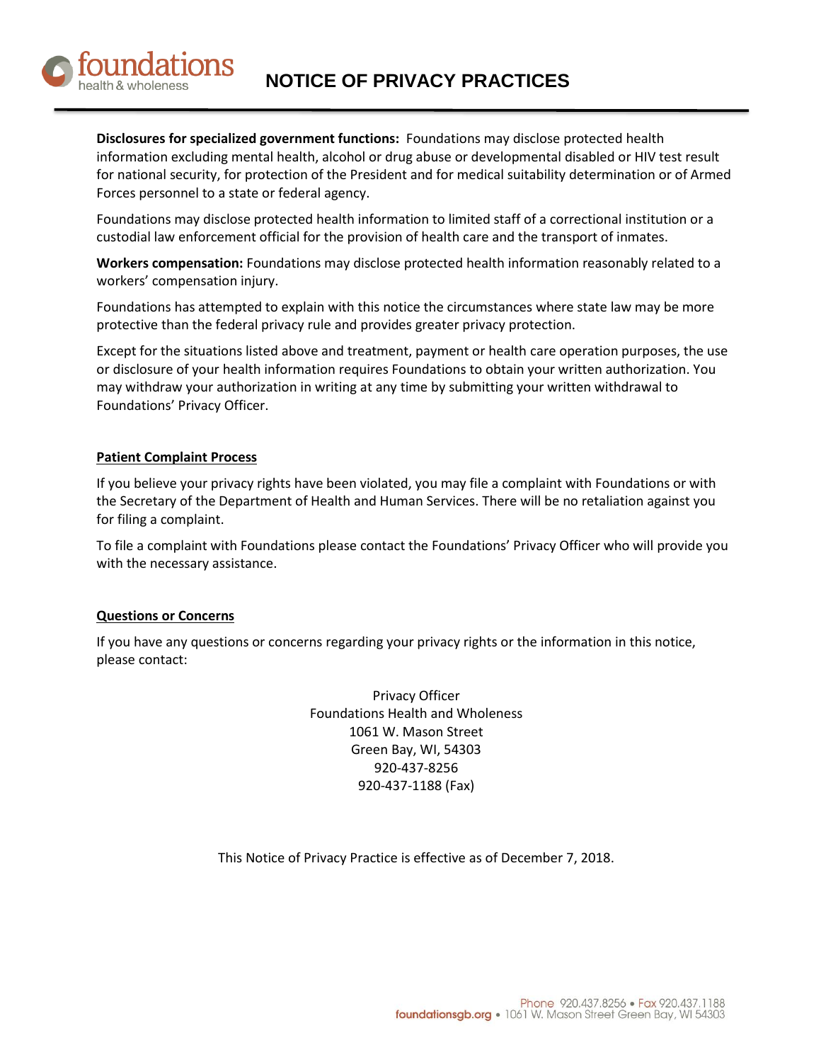**Disclosures for specialized government functions:** Foundations may disclose protected health information excluding mental health, alcohol or drug abuse or developmental disabled or HIV test result for national security, for protection of the President and for medical suitability determination or of Armed Forces personnel to a state or federal agency.

Foundations may disclose protected health information to limited staff of a correctional institution or a custodial law enforcement official for the provision of health care and the transport of inmates.

**Workers compensation:** Foundations may disclose protected health information reasonably related to a workers' compensation injury.

Foundations has attempted to explain with this notice the circumstances where state law may be more protective than the federal privacy rule and provides greater privacy protection.

Except for the situations listed above and treatment, payment or health care operation purposes, the use or disclosure of your health information requires Foundations to obtain your written authorization. You may withdraw your authorization in writing at any time by submitting your written withdrawal to Foundations' Privacy Officer.

## Patient Complaint Process

If you believe your privacy rights have been violated, you may file a complaint with Foundations or with the Secretary of the Department of Health and Human Services. There will be no retaliation against you for filing a complaint.

To file a complaint with Foundations please contact the Foundations' Privacy Officer who will provide you with the necessary assistance.

## Questions or Concerns

If you have any questions or concerns regarding your privacy rights or the information in this notice, please contact:

Privacy Officer
Foundations Health and Wholeness
1061 W. Mason Street
Green Bay, WI, 54303
920-437-8256
920-437-1188 (Fax)

This Notice of Privacy Practice is effective as of December 7, 2018.